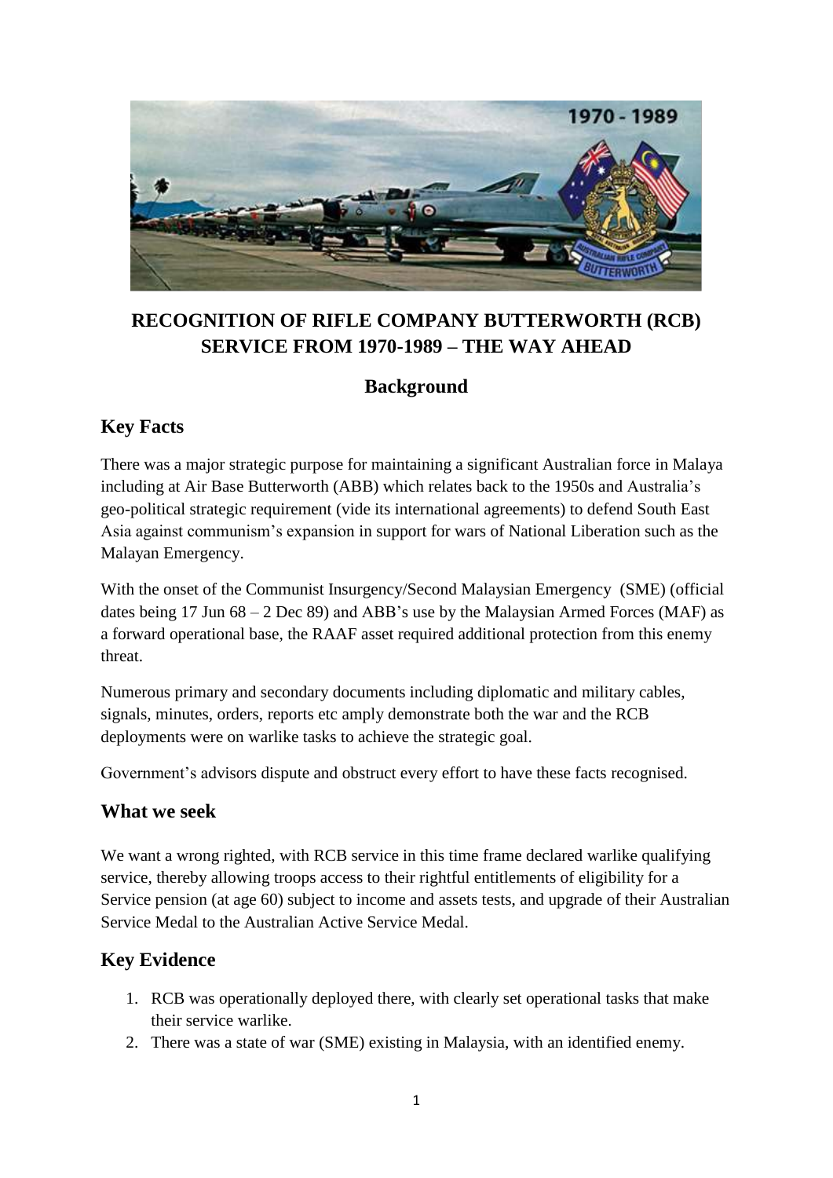# RECOGNITION OF RIFLE COMPANY BUTTERWORTH (RCB) SERVICE FROM 1970-1989 – THE WAY AHEAD

## Background

### Key Facts

There was a major strategic purpose for maintaining a significant Australian force in Malaya including at Air Base Butterworth (ABB) which relates back to the 1950s and Australia's geo-political strategic requirement (vide its international agreements) to defend South East Asia against communism's expansion in support for wars of National Liberation such as the Malayan Emergency.

With the onset of the Communist Insurgency/Second Malaysian Emergency (SME) (official dates being 17 Jun 68 – 2 Dec 89) and ABB's use by the Malaysian Armed Forces (MAF) as a forward operational base, the RAAF asset required additional protection from this enemy threat.

Numerous primary and secondary documents including diplomatic and military cables, signals, minutes, orders, reports etc amply demonstrate both the war and the RCB deployments were on warlike tasks to achieve the strategic goal.

Government's advisors dispute and obstruct every effort to have these facts recognised.

### What we seek

We want a wrong righted, with RCB service in this time frame declared warlike qualifying service, thereby allowing troops access to their rightful entitlements of eligibility for a Service pension (at age 60) subject to income and assets tests, and upgrade of their Australian Service Medal to the Australian Active Service Medal.

### Key Evidence

1. RCB was operationally deployed there, with clearly set operational tasks that make their service warlike.
2. There was a state of war (SME) existing in Malaysia, with an identified enemy.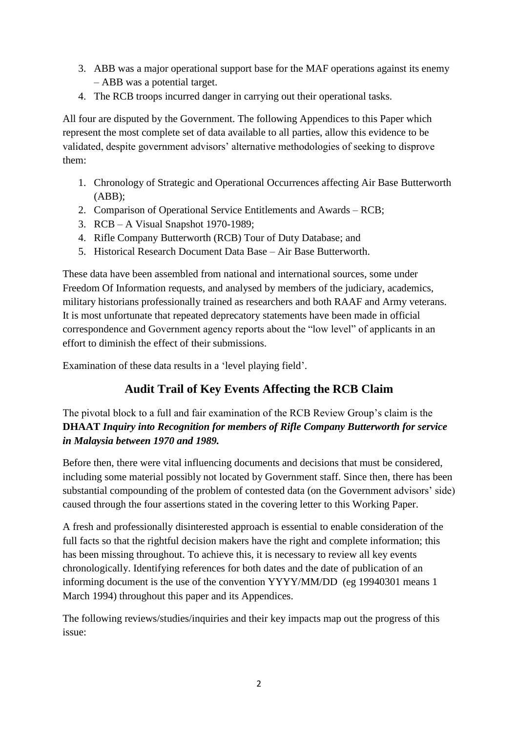3. ABB was a major operational support base for the MAF operations against its enemy – ABB was a potential target.
4. The RCB troops incurred danger in carrying out their operational tasks.

All four are disputed by the Government. The following Appendices to this Paper which represent the most complete set of data available to all parties, allow this evidence to be validated, despite government advisors' alternative methodologies of seeking to disprove them:

1. Chronology of Strategic and Operational Occurrences affecting Air Base Butterworth (ABB);
2. Comparison of Operational Service Entitlements and Awards – RCB;
3. RCB – A Visual Snapshot 1970-1989;
4. Rifle Company Butterworth (RCB) Tour of Duty Database; and
5. Historical Research Document Data Base – Air Base Butterworth.

These data have been assembled from national and international sources, some under Freedom Of Information requests, and analysed by members of the judiciary, academics, military historians professionally trained as researchers and both RAAF and Army veterans. It is most unfortunate that repeated deprecatory statements have been made in official correspondence and Government agency reports about the "low level" of applicants in an effort to diminish the effect of their submissions.

Examination of these data results in a 'level playing field'.

## Audit Trail of Key Events Affecting the RCB Claim

The pivotal block to a full and fair examination of the RCB Review Group's claim is the **DHAAT *Inquiry into Recognition for members of Rifle Company Butterworth for service in Malaysia between 1970 and 1989.***

Before then, there were vital influencing documents and decisions that must be considered, including some material possibly not located by Government staff. Since then, there has been substantial compounding of the problem of contested data (on the Government advisors' side) caused through the four assertions stated in the covering letter to this Working Paper.

A fresh and professionally disinterested approach is essential to enable consideration of the full facts so that the rightful decision makers have the right and complete information; this has been missing throughout. To achieve this, it is necessary to review all key events chronologically. Identifying references for both dates and the date of publication of an informing document is the use of the convention YYYY/MM/DD (eg 19940301 means 1 March 1994) throughout this paper and its Appendices.

The following reviews/studies/inquiries and their key impacts map out the progress of this issue: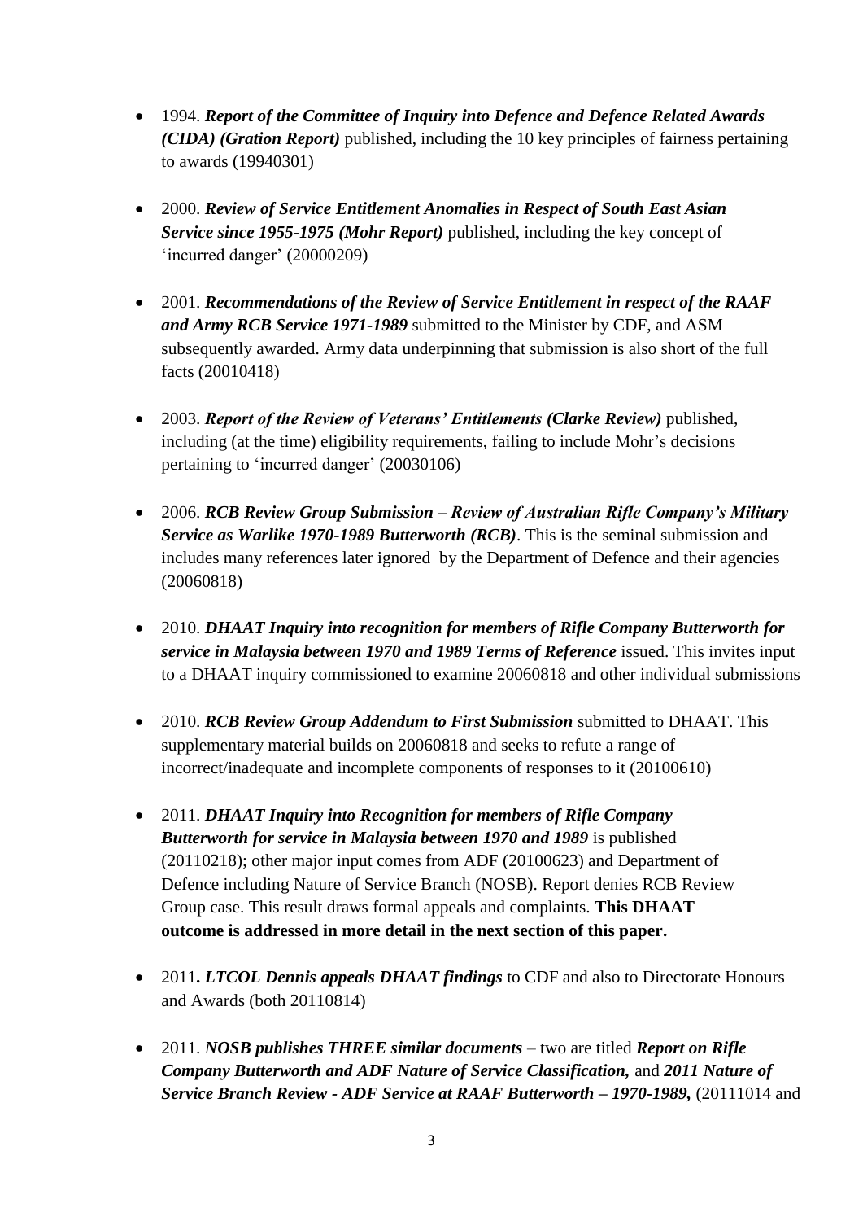- 1994. ***Report of the Committee of Inquiry into Defence and Defence Related Awards (CIDA) (Gration Report)*** published, including the 10 key principles of fairness pertaining to awards (19940301)

- 2000. ***Review of Service Entitlement Anomalies in Respect of South East Asian Service since 1955-1975 (Mohr Report)*** published, including the key concept of 'incurred danger' (20000209)

- 2001. ***Recommendations of the Review of Service Entitlement in respect of the RAAF and Army RCB Service 1971-1989*** submitted to the Minister by CDF, and ASM subsequently awarded. Army data underpinning that submission is also short of the full facts (20010418)

- 2003. ***Report of the Review of Veterans' Entitlements (Clarke Review)*** published, including (at the time) eligibility requirements, failing to include Mohr's decisions pertaining to 'incurred danger' (20030106)

- 2006. ***RCB Review Group Submission – Review of Australian Rifle Company's Military Service as Warlike 1970-1989 Butterworth (RCB)***. This is the seminal submission and includes many references later ignored by the Department of Defence and their agencies (20060818)

- 2010. ***DHAAT Inquiry into recognition for members of Rifle Company Butterworth for service in Malaysia between 1970 and 1989 Terms of Reference*** issued. This invites input to a DHAAT inquiry commissioned to examine 20060818 and other individual submissions

- 2010. ***RCB Review Group Addendum to First Submission*** submitted to DHAAT. This supplementary material builds on 20060818 and seeks to refute a range of incorrect/inadequate and incomplete components of responses to it (20100610)

- 2011. ***DHAAT Inquiry into Recognition for members of Rifle Company Butterworth for service in Malaysia between 1970 and 1989*** is published (20110218); other major input comes from ADF (20100623) and Department of Defence including Nature of Service Branch (NOSB). Report denies RCB Review Group case. This result draws formal appeals and complaints. **This DHAAT outcome is addressed in more detail in the next section of this paper.**

- 2011***. LTCOL Dennis appeals DHAAT findings*** to CDF and also to Directorate Honours and Awards (both 20110814)

- 2011. ***NOSB publishes THREE similar documents*** – two are titled ***Report on Rifle Company Butterworth and ADF Nature of Service Classification,*** and ***2011 Nature of Service Branch Review - ADF Service at RAAF Butterworth – 1970-1989,*** (20111014 and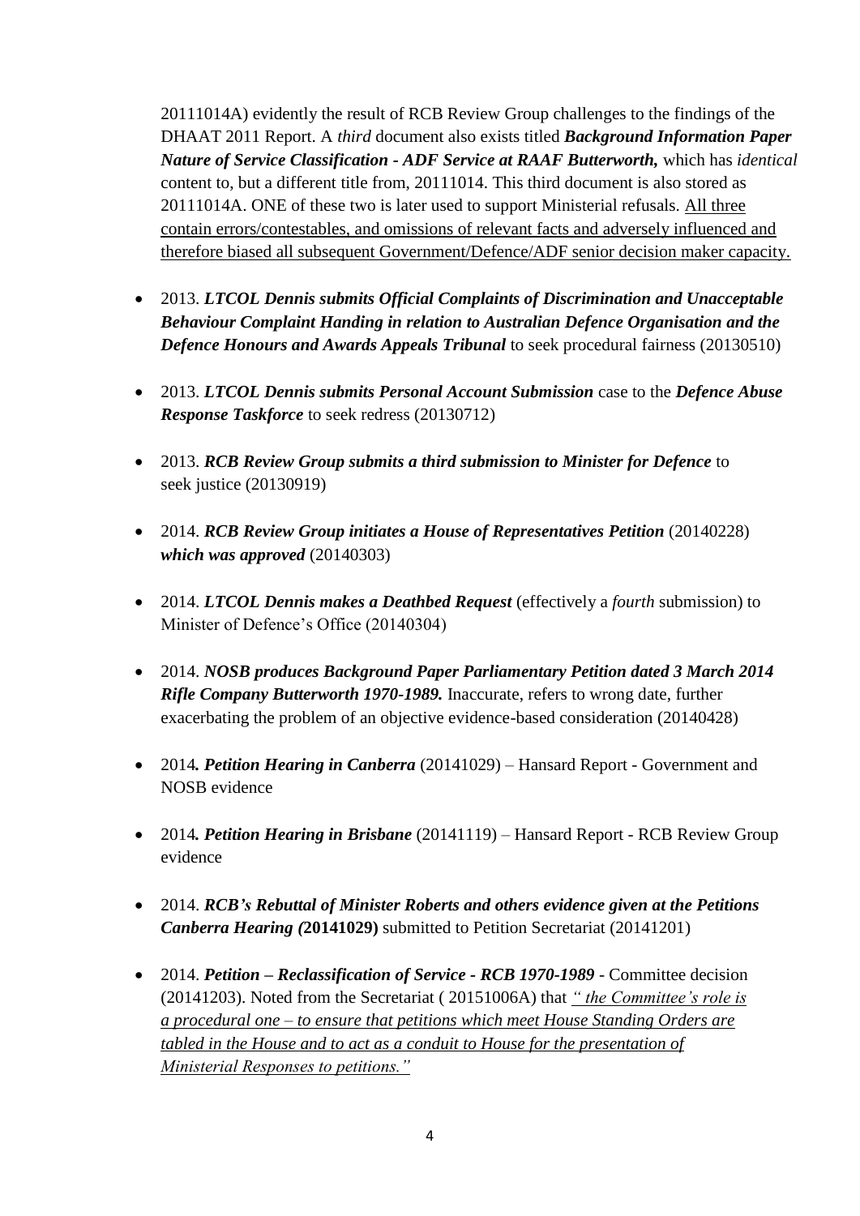20111014A) evidently the result of RCB Review Group challenges to the findings of the DHAAT 2011 Report. A *third* document also exists titled ***Background Information Paper Nature of Service Classification - ADF Service at RAAF Butterworth,*** which has *identical* content to, but a different title from, 20111014. This third document is also stored as 20111014A. ONE of these two is later used to support Ministerial refusals. <u>All three contain errors/contestables, and omissions of relevant facts and adversely influenced and therefore biased all subsequent Government/Defence/ADF senior decision maker capacity.</u>

- 2013. ***LTCOL Dennis submits Official Complaints of Discrimination and Unacceptable Behaviour Complaint Handing in relation to Australian Defence Organisation and the Defence Honours and Awards Appeals Tribunal*** to seek procedural fairness (20130510)

- 2013. ***LTCOL Dennis submits Personal Account Submission*** case to the ***Defence Abuse Response Taskforce*** to seek redress (20130712)

- 2013. ***RCB Review Group submits a third submission to Minister for Defence*** to seek justice (20130919)

- 2014. ***RCB Review Group initiates a House of Representatives Petition*** (20140228) ***which was approved*** (20140303)

- 2014. ***LTCOL Dennis makes a Deathbed Request*** (effectively a *fourth* submission) to Minister of Defence's Office (20140304)

- 2014. ***NOSB produces Background Paper Parliamentary Petition dated 3 March 2014 Rifle Company Butterworth 1970-1989.*** Inaccurate, refers to wrong date, further exacerbating the problem of an objective evidence-based consideration (20140428)

- 2014***. Petition Hearing in Canberra*** (20141029) – Hansard Report - Government and NOSB evidence

- 2014***. Petition Hearing in Brisbane*** (20141119) – Hansard Report - RCB Review Group evidence

- 2014. ***RCB's Rebuttal of Minister Roberts and others evidence given at the Petitions Canberra Hearing (*****20141029)** submitted to Petition Secretariat (20141201)

- 2014. ***Petition – Reclassification of Service - RCB 1970-1989*** - Committee decision (20141203). Noted from the Secretariat ( 20151006A) that <u>*" the Committee's role is a procedural one – to ensure that petitions which meet House Standing Orders are tabled in the House and to act as a conduit to House for the presentation of Ministerial Responses to petitions."*</u>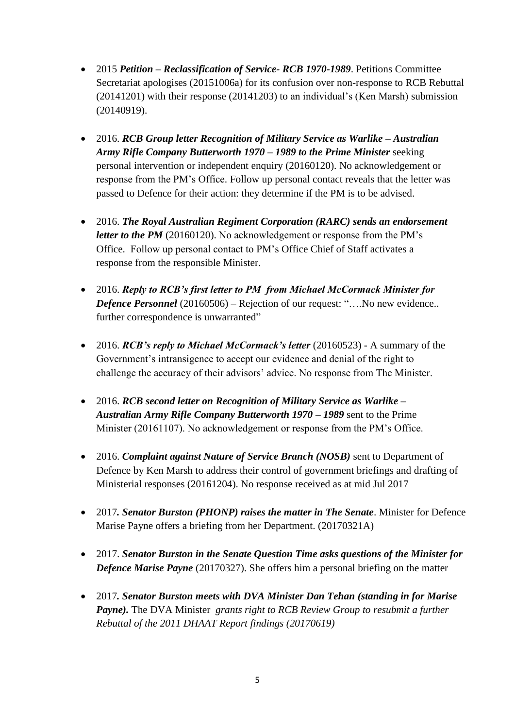- 2015 ***Petition – Reclassification of Service- RCB 1970-1989***. Petitions Committee Secretariat apologises (20151006a) for its confusion over non-response to RCB Rebuttal (20141201) with their response (20141203) to an individual's (Ken Marsh) submission (20140919).

- 2016. ***RCB Group letter Recognition of Military Service as Warlike – Australian Army Rifle Company Butterworth 1970 – 1989 to the Prime Minister*** seeking personal intervention or independent enquiry (20160120). No acknowledgement or response from the PM's Office. Follow up personal contact reveals that the letter was passed to Defence for their action: they determine if the PM is to be advised.

- 2016. ***The Royal Australian Regiment Corporation (RARC) sends an endorsement letter to the PM*** (20160120). No acknowledgement or response from the PM's Office. Follow up personal contact to PM's Office Chief of Staff activates a response from the responsible Minister.

- 2016. ***Reply to RCB's first letter to PM from Michael McCormack Minister for Defence Personnel*** (20160506) – Rejection of our request: "….No new evidence.. further correspondence is unwarranted"

- 2016. ***RCB's reply to Michael McCormack's letter*** (20160523) - A summary of the Government's intransigence to accept our evidence and denial of the right to challenge the accuracy of their advisors' advice. No response from The Minister.

- 2016. ***RCB second letter on Recognition of Military Service as Warlike – Australian Army Rifle Company Butterworth 1970 – 1989*** sent to the Prime Minister (20161107). No acknowledgement or response from the PM's Office.

- 2016. ***Complaint against Nature of Service Branch (NOSB)*** sent to Department of Defence by Ken Marsh to address their control of government briefings and drafting of Ministerial responses (20161204). No response received as at mid Jul 2017

- 2017***. Senator Burston (PHONP) raises the matter in The Senate***. Minister for Defence Marise Payne offers a briefing from her Department. (20170321A)

- 2017. ***Senator Burston in the Senate Question Time asks questions of the Minister for Defence Marise Payne*** (20170327). She offers him a personal briefing on the matter

- 2017***. Senator Burston meets with DVA Minister Dan Tehan (standing in for Marise Payne).*** The DVA Minister *grants right to RCB Review Group to resubmit a further Rebuttal of the 2011 DHAAT Report findings (20170619)*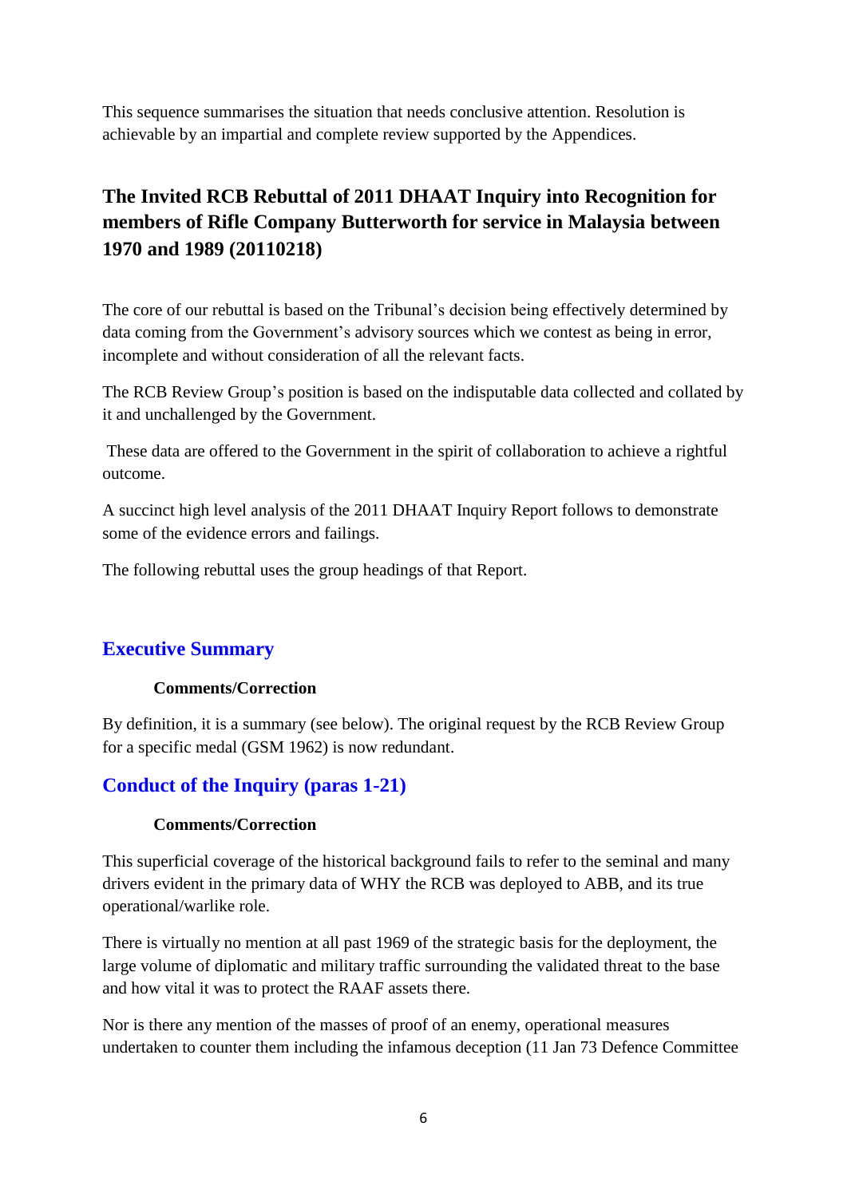This sequence summarises the situation that needs conclusive attention. Resolution is achievable by an impartial and complete review supported by the Appendices.

## The Invited RCB Rebuttal of 2011 DHAAT Inquiry into Recognition for members of Rifle Company Butterworth for service in Malaysia between 1970 and 1989 (20110218)

The core of our rebuttal is based on the Tribunal's decision being effectively determined by data coming from the Government's advisory sources which we contest as being in error, incomplete and without consideration of all the relevant facts.

The RCB Review Group's position is based on the indisputable data collected and collated by it and unchallenged by the Government.

These data are offered to the Government in the spirit of collaboration to achieve a rightful outcome.

A succinct high level analysis of the 2011 DHAAT Inquiry Report follows to demonstrate some of the evidence errors and failings.

The following rebuttal uses the group headings of that Report.

### Executive Summary

**Comments/Correction**

By definition, it is a summary (see below). The original request by the RCB Review Group for a specific medal (GSM 1962) is now redundant.

### Conduct of the Inquiry (paras 1-21)

**Comments/Correction**

This superficial coverage of the historical background fails to refer to the seminal and many drivers evident in the primary data of WHY the RCB was deployed to ABB, and its true operational/warlike role.

There is virtually no mention at all past 1969 of the strategic basis for the deployment, the large volume of diplomatic and military traffic surrounding the validated threat to the base and how vital it was to protect the RAAF assets there.

Nor is there any mention of the masses of proof of an enemy, operational measures undertaken to counter them including the infamous deception (11 Jan 73 Defence Committee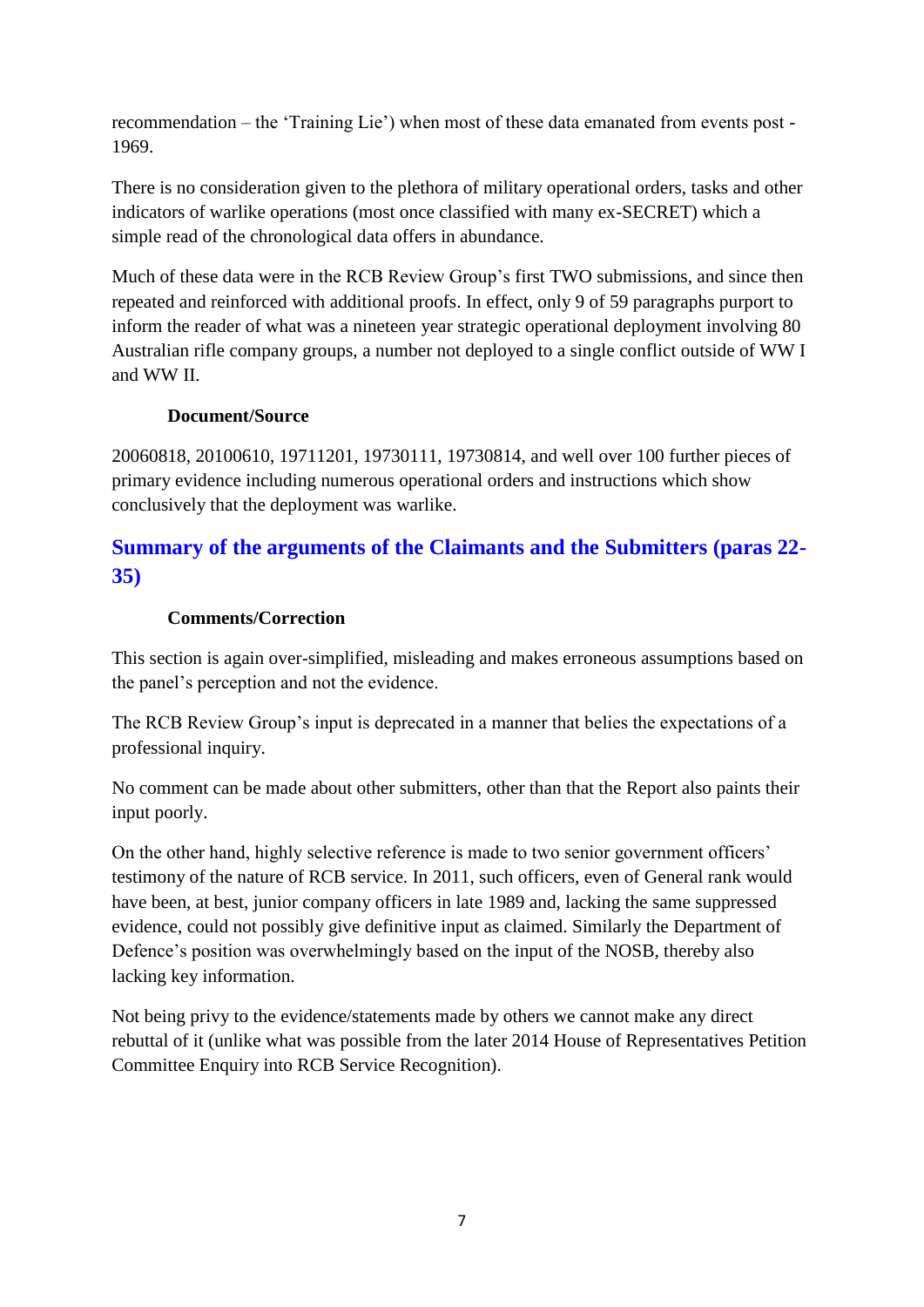recommendation – the 'Training Lie') when most of these data emanated from events post - 1969.

There is no consideration given to the plethora of military operational orders, tasks and other indicators of warlike operations (most once classified with many ex-SECRET) which a simple read of the chronological data offers in abundance.

Much of these data were in the RCB Review Group's first TWO submissions, and since then repeated and reinforced with additional proofs. In effect, only 9 of 59 paragraphs purport to inform the reader of what was a nineteen year strategic operational deployment involving 80 Australian rifle company groups, a number not deployed to a single conflict outside of WW I and WW II.

**Document/Source**

20060818, 20100610, 19711201, 19730111, 19730814, and well over 100 further pieces of primary evidence including numerous operational orders and instructions which show conclusively that the deployment was warlike.

## Summary of the arguments of the Claimants and the Submitters (paras 22-35)

**Comments/Correction**

This section is again over-simplified, misleading and makes erroneous assumptions based on the panel's perception and not the evidence.

The RCB Review Group's input is deprecated in a manner that belies the expectations of a professional inquiry.

No comment can be made about other submitters, other than that the Report also paints their input poorly.

On the other hand, highly selective reference is made to two senior government officers' testimony of the nature of RCB service. In 2011, such officers, even of General rank would have been, at best, junior company officers in late 1989 and, lacking the same suppressed evidence, could not possibly give definitive input as claimed. Similarly the Department of Defence's position was overwhelmingly based on the input of the NOSB, thereby also lacking key information.

Not being privy to the evidence/statements made by others we cannot make any direct rebuttal of it (unlike what was possible from the later 2014 House of Representatives Petition Committee Enquiry into RCB Service Recognition).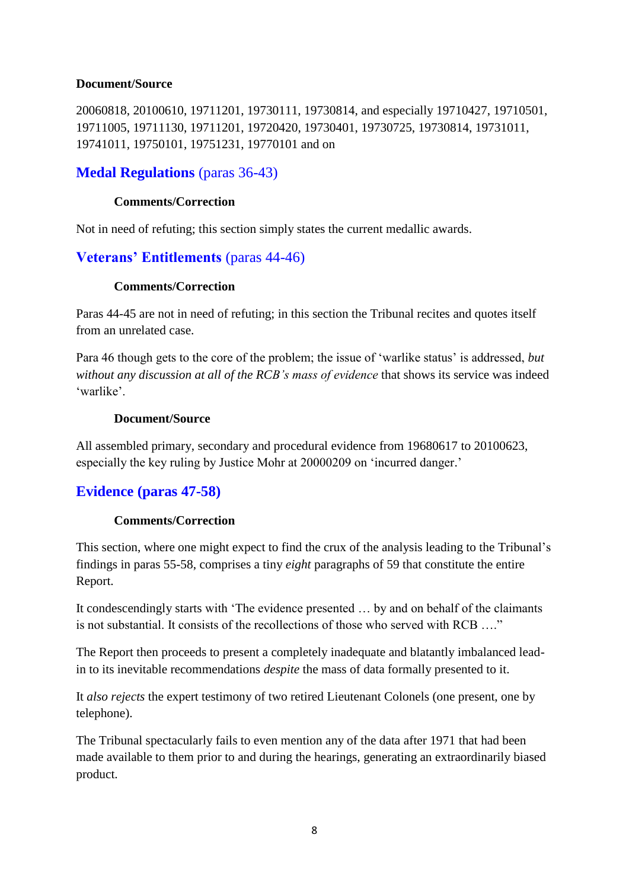**Document/Source**

20060818, 20100610, 19711201, 19730111, 19730814, and especially 19710427, 19710501, 19711005, 19711130, 19711201, 19720420, 19730401, 19730725, 19730814, 19731011, 19741011, 19750101, 19751231, 19770101 and on

## **Medal Regulations** (paras 36-43)

**Comments/Correction**

Not in need of refuting; this section simply states the current medallic awards.

## **Veterans' Entitlements** (paras 44-46)

**Comments/Correction**

Paras 44-45 are not in need of refuting; in this section the Tribunal recites and quotes itself from an unrelated case.

Para 46 though gets to the core of the problem; the issue of 'warlike status' is addressed, *but without any discussion at all of the RCB's mass of evidence* that shows its service was indeed 'warlike'.

**Document/Source**

All assembled primary, secondary and procedural evidence from 19680617 to 20100623, especially the key ruling by Justice Mohr at 20000209 on 'incurred danger.'

## **Evidence (paras 47-58)**

**Comments/Correction**

This section, where one might expect to find the crux of the analysis leading to the Tribunal's findings in paras 55-58, comprises a tiny *eight* paragraphs of 59 that constitute the entire Report.

It condescendingly starts with 'The evidence presented … by and on behalf of the claimants is not substantial. It consists of the recollections of those who served with RCB …."

The Report then proceeds to present a completely inadequate and blatantly imbalanced lead-in to its inevitable recommendations *despite* the mass of data formally presented to it.

It *also rejects* the expert testimony of two retired Lieutenant Colonels (one present, one by telephone).

The Tribunal spectacularly fails to even mention any of the data after 1971 that had been made available to them prior to and during the hearings, generating an extraordinarily biased product.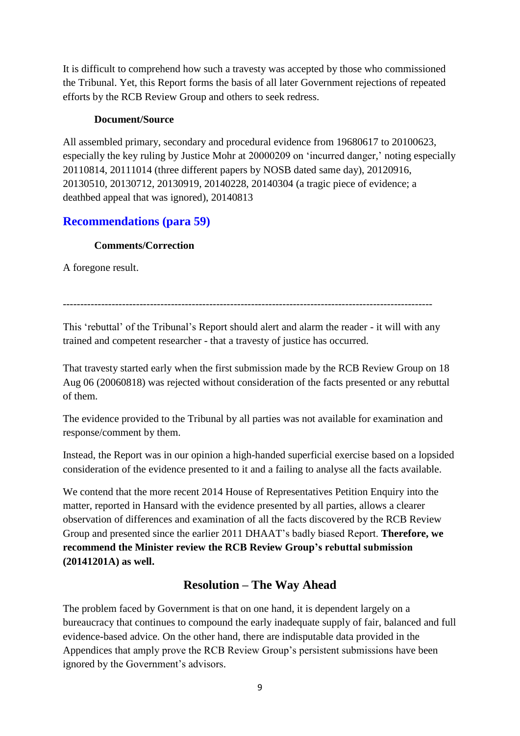It is difficult to comprehend how such a travesty was accepted by those who commissioned the Tribunal. Yet, this Report forms the basis of all later Government rejections of repeated efforts by the RCB Review Group and others to seek redress.

**Document/Source**

All assembled primary, secondary and procedural evidence from 19680617 to 20100623, especially the key ruling by Justice Mohr at 20000209 on 'incurred danger,' noting especially 20110814, 20111014 (three different papers by NOSB dated same day), 20120916, 20130510, 20130712, 20130919, 20140228, 20140304 (a tragic piece of evidence; a deathbed appeal that was ignored), 20140813

## Recommendations (para 59)

**Comments/Correction**

A foregone result.

---

This 'rebuttal' of the Tribunal's Report should alert and alarm the reader - it will with any trained and competent researcher - that a travesty of justice has occurred.

That travesty started early when the first submission made by the RCB Review Group on 18 Aug 06 (20060818) was rejected without consideration of the facts presented or any rebuttal of them.

The evidence provided to the Tribunal by all parties was not available for examination and response/comment by them.

Instead, the Report was in our opinion a high-handed superficial exercise based on a lopsided consideration of the evidence presented to it and a failing to analyse all the facts available.

We contend that the more recent 2014 House of Representatives Petition Enquiry into the matter, reported in Hansard with the evidence presented by all parties, allows a clearer observation of differences and examination of all the facts discovered by the RCB Review Group and presented since the earlier 2011 DHAAT's badly biased Report. **Therefore, we recommend the Minister review the RCB Review Group's rebuttal submission (20141201A) as well.**

## Resolution – The Way Ahead

The problem faced by Government is that on one hand, it is dependent largely on a bureaucracy that continues to compound the early inadequate supply of fair, balanced and full evidence-based advice. On the other hand, there are indisputable data provided in the Appendices that amply prove the RCB Review Group's persistent submissions have been ignored by the Government's advisors.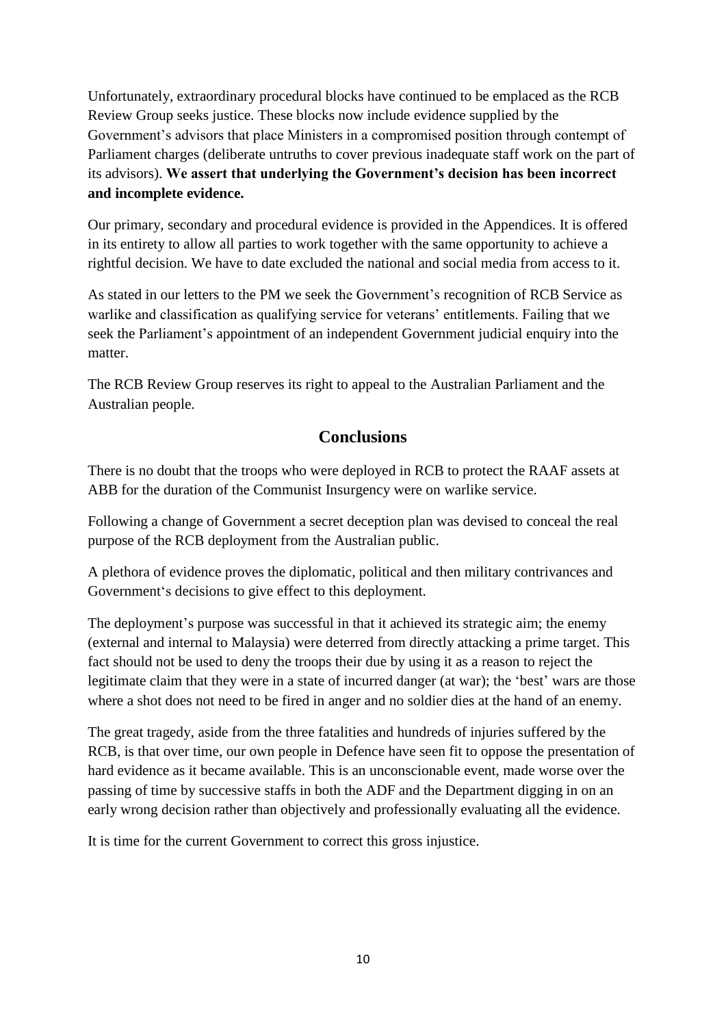Unfortunately, extraordinary procedural blocks have continued to be emplaced as the RCB Review Group seeks justice. These blocks now include evidence supplied by the Government's advisors that place Ministers in a compromised position through contempt of Parliament charges (deliberate untruths to cover previous inadequate staff work on the part of its advisors). **We assert that underlying the Government's decision has been incorrect and incomplete evidence.**

Our primary, secondary and procedural evidence is provided in the Appendices. It is offered in its entirety to allow all parties to work together with the same opportunity to achieve a rightful decision. We have to date excluded the national and social media from access to it.

As stated in our letters to the PM we seek the Government's recognition of RCB Service as warlike and classification as qualifying service for veterans' entitlements. Failing that we seek the Parliament's appointment of an independent Government judicial enquiry into the matter.

The RCB Review Group reserves its right to appeal to the Australian Parliament and the Australian people.

## Conclusions

There is no doubt that the troops who were deployed in RCB to protect the RAAF assets at ABB for the duration of the Communist Insurgency were on warlike service.

Following a change of Government a secret deception plan was devised to conceal the real purpose of the RCB deployment from the Australian public.

A plethora of evidence proves the diplomatic, political and then military contrivances and Government's decisions to give effect to this deployment.

The deployment's purpose was successful in that it achieved its strategic aim; the enemy (external and internal to Malaysia) were deterred from directly attacking a prime target. This fact should not be used to deny the troops their due by using it as a reason to reject the legitimate claim that they were in a state of incurred danger (at war); the 'best' wars are those where a shot does not need to be fired in anger and no soldier dies at the hand of an enemy.

The great tragedy, aside from the three fatalities and hundreds of injuries suffered by the RCB, is that over time, our own people in Defence have seen fit to oppose the presentation of hard evidence as it became available. This is an unconscionable event, made worse over the passing of time by successive staffs in both the ADF and the Department digging in on an early wrong decision rather than objectively and professionally evaluating all the evidence.

It is time for the current Government to correct this gross injustice.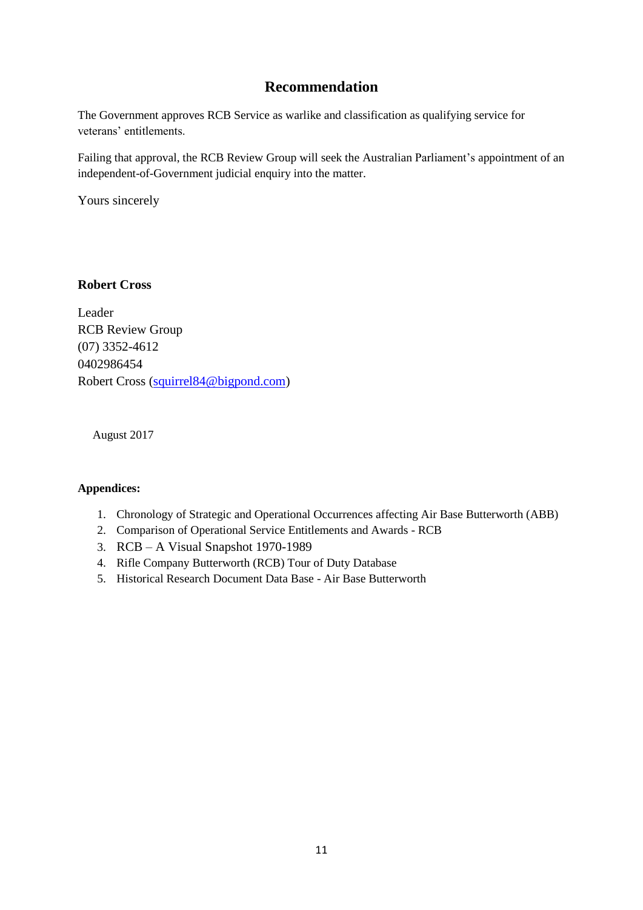## Recommendation

The Government approves RCB Service as warlike and classification as qualifying service for veterans' entitlements.

Failing that approval, the RCB Review Group will seek the Australian Parliament's appointment of an independent-of-Government judicial enquiry into the matter.

Yours sincerely

**Robert Cross**

Leader
RCB Review Group
(07) 3352-4612
0402986454
Robert Cross (squirrel84@bigpond.com)

August 2017

**Appendices:**

1. Chronology of Strategic and Operational Occurrences affecting Air Base Butterworth (ABB)
2. Comparison of Operational Service Entitlements and Awards - RCB
3. RCB – A Visual Snapshot 1970-1989
4. Rifle Company Butterworth (RCB) Tour of Duty Database
5. Historical Research Document Data Base - Air Base Butterworth